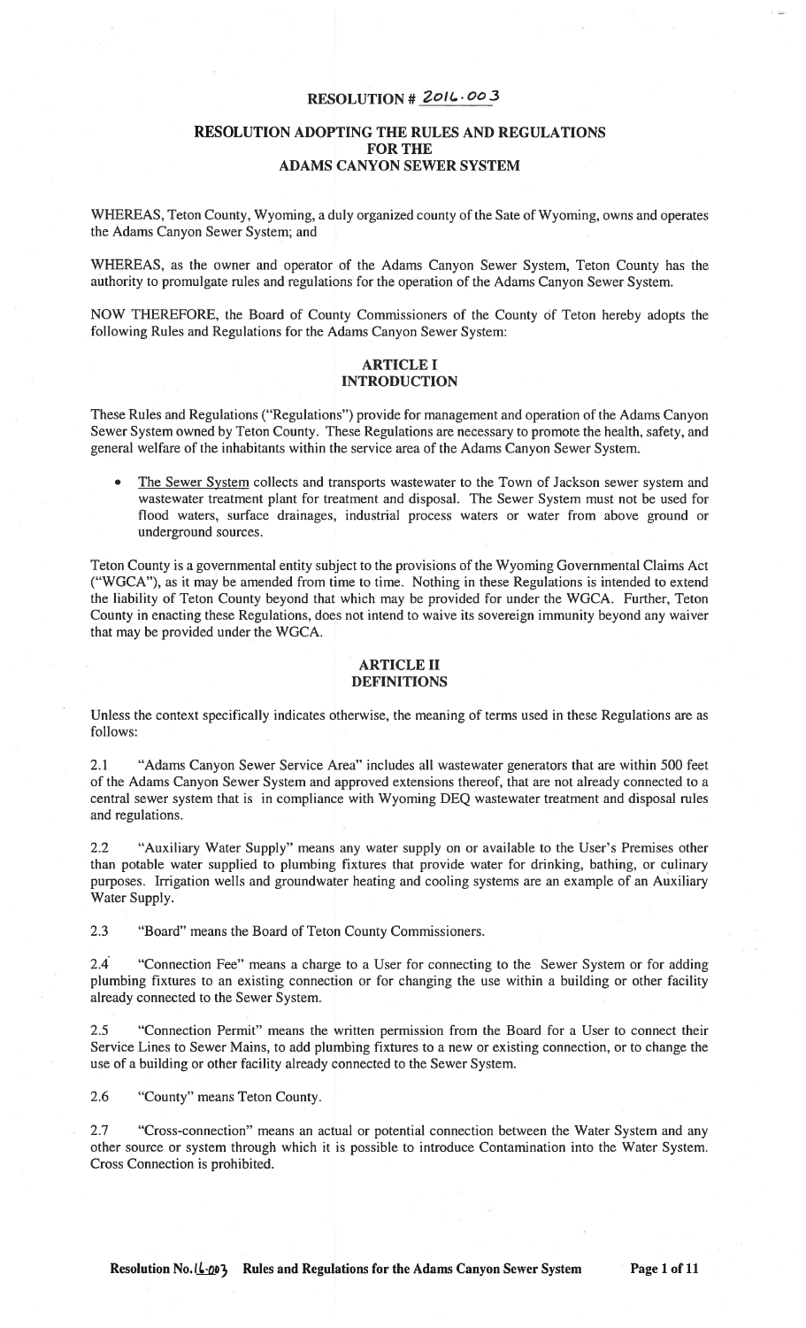# RESOLUTION # 2016-003

## RESOLUTION ADOPTING THE RULES AND REGULATIONS FOR THE ADAMS CANYON SEWER SYSTEM

WHEREAS, Teton County, Wyoming, a duly organized county of the Sate of Wyoming, owns and operates the Adams Canyon Sewer System; and

WHEREAS, as the owner and operator of the Adams Canyon Sewer System, Teton County has the authority to promulgate rules and regulations for the operation of the Adams Canyon Sewer System.

NOW THEREFORE, the Board of County Commissioners of the County of Teton hereby adopts the following Rules and Regulations for the Adams Canyon Sewer System:

## ARTICLE I
## INTRODUCTION

These Rules and Regulations ("Regulations") provide for management and operation of the Adams Canyon Sewer System owned by Teton County. These Regulations are necessary to promote the health, safety, and general welfare of the inhabitants within the service area of the Adams Canyon Sewer System.

- The Sewer System collects and transports wastewater to the Town of Jackson sewer system and wastewater treatment plant for treatment and disposal. The Sewer System must not be used for flood waters, surface drainages, industrial process waters or water from above ground or underground sources.

Teton County is a governmental entity subject to the provisions of the Wyoming Governmental Claims Act ("WGCA"), as it may be amended from time to time. Nothing in these Regulations is intended to extend the liability of Teton County beyond that which may be provided for under the WGCA. Further, Teton County in enacting these Regulations, does not intend to waive its sovereign immunity beyond any waiver that may be provided under the WGCA.

## ARTICLE II
## DEFINITIONS

Unless the context specifically indicates otherwise, the meaning of terms used in these Regulations are as follows:

2.1 "Adams Canyon Sewer Service Area" includes all wastewater generators that are within 500 feet of the Adams Canyon Sewer System and approved extensions thereof, that are not already connected to a central sewer system that is in compliance with Wyoming DEQ wastewater treatment and disposal rules and regulations.

2.2 "Auxiliary Water Supply" means any water supply on or available to the User's Premises other than potable water supplied to plumbing fixtures that provide water for drinking, bathing, or culinary purposes. Irrigation wells and groundwater heating and cooling systems are an example of an Auxiliary Water Supply.

2.3 "Board" means the Board of Teton County Commissioners.

2.4 "Connection Fee" means a charge to a User for connecting to the Sewer System or for adding plumbing fixtures to an existing connection or for changing the use within a building or other facility already connected to the Sewer System.

2.5 "Connection Permit" means the written permission from the Board for a User to connect their Service Lines to Sewer Mains, to add plumbing fixtures to a new or existing connection, or to change the use of a building or other facility already connected to the Sewer System.

2.6 "County" means Teton County.

2.7 "Cross-connection" means an actual or potential connection between the Water System and any other source or system through which it is possible to introduce Contamination into the Water System. Cross Connection is prohibited.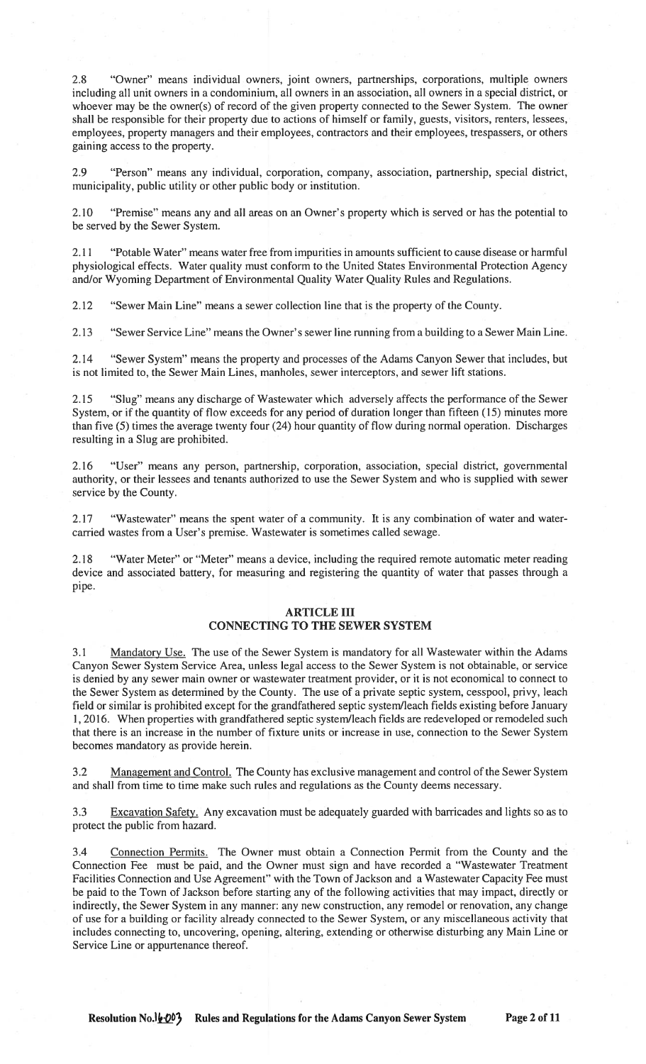2.8 "Owner" means individual owners, joint owners, partnerships, corporations, multiple owners including all unit owners in a condominium, all owners in an association, all owners in a special district, or whoever may be the owner(s) of record of the given property connected to the Sewer System. The owner shall be responsible for their property due to actions of himself or family, guests, visitors, renters, lessees, employees, property managers and their employees, contractors and their employees, trespassers, or others gaining access to the property.

2.9 "Person" means any individual, corporation, company, association, partnership, special district, municipality, public utility or other public body or institution.

2.10 "Premise" means any and all areas on an Owner's property which is served or has the potential to be served by the Sewer System.

2.11 "Potable Water" means water free from impurities in amounts sufficient to cause disease or harmful physiological effects. Water quality must conform to the United States Environmental Protection Agency and/or Wyoming Department of Environmental Quality Water Quality Rules and Regulations.

2.12 "Sewer Main Line" means a sewer collection line that is the property of the County.

2.13 "Sewer Service Line" means the Owner's sewer line running from a building to a Sewer Main Line.

2.14 "Sewer System" means the property and processes of the Adams Canyon Sewer that includes, but is not limited to, the Sewer Main Lines, manholes, sewer interceptors, and sewer lift stations.

2.15 "Slug" means any discharge of Wastewater which adversely affects the performance of the Sewer System, or if the quantity of flow exceeds for any period of duration longer than fifteen (15) minutes more than five (5) times the average twenty four (24) hour quantity of flow during normal operation. Discharges resulting in a Slug are prohibited.

2.16 "User" means any person, partnership, corporation, association, special district, governmental authority, or their lessees and tenants authorized to use the Sewer System and who is supplied with sewer service by the County.

2.17 "Wastewater" means the spent water of a community. It is any combination of water and water-carried wastes from a User's premise. Wastewater is sometimes called sewage.

2.18 "Water Meter" or "Meter" means a device, including the required remote automatic meter reading device and associated battery, for measuring and registering the quantity of water that passes through a pipe.

## ARTICLE III
## CONNECTING TO THE SEWER SYSTEM

3.1 Mandatory Use. The use of the Sewer System is mandatory for all Wastewater within the Adams Canyon Sewer System Service Area, unless legal access to the Sewer System is not obtainable, or service is denied by any sewer main owner or wastewater treatment provider, or it is not economical to connect to the Sewer System as determined by the County. The use of a private septic system, cesspool, privy, leach field or similar is prohibited except for the grandfathered septic system/leach fields existing before January 1, 2016. When properties with grandfathered septic system/leach fields are redeveloped or remodeled such that there is an increase in the number of fixture units or increase in use, connection to the Sewer System becomes mandatory as provide herein.

3.2 Management and Control. The County has exclusive management and control of the Sewer System and shall from time to time make such rules and regulations as the County deems necessary.

3.3 Excavation Safety. Any excavation must be adequately guarded with barricades and lights so as to protect the public from hazard.

3.4 Connection Permits. The Owner must obtain a Connection Permit from the County and the Connection Fee must be paid, and the Owner must sign and have recorded a "Wastewater Treatment Facilities Connection and Use Agreement" with the Town of Jackson and a Wastewater Capacity Fee must be paid to the Town of Jackson before starting any of the following activities that may impact, directly or indirectly, the Sewer System in any manner: any new construction, any remodel or renovation, any change of use for a building or facility already connected to the Sewer System, or any miscellaneous activity that includes connecting to, uncovering, opening, altering, extending or otherwise disturbing any Main Line or Service Line or appurtenance thereof.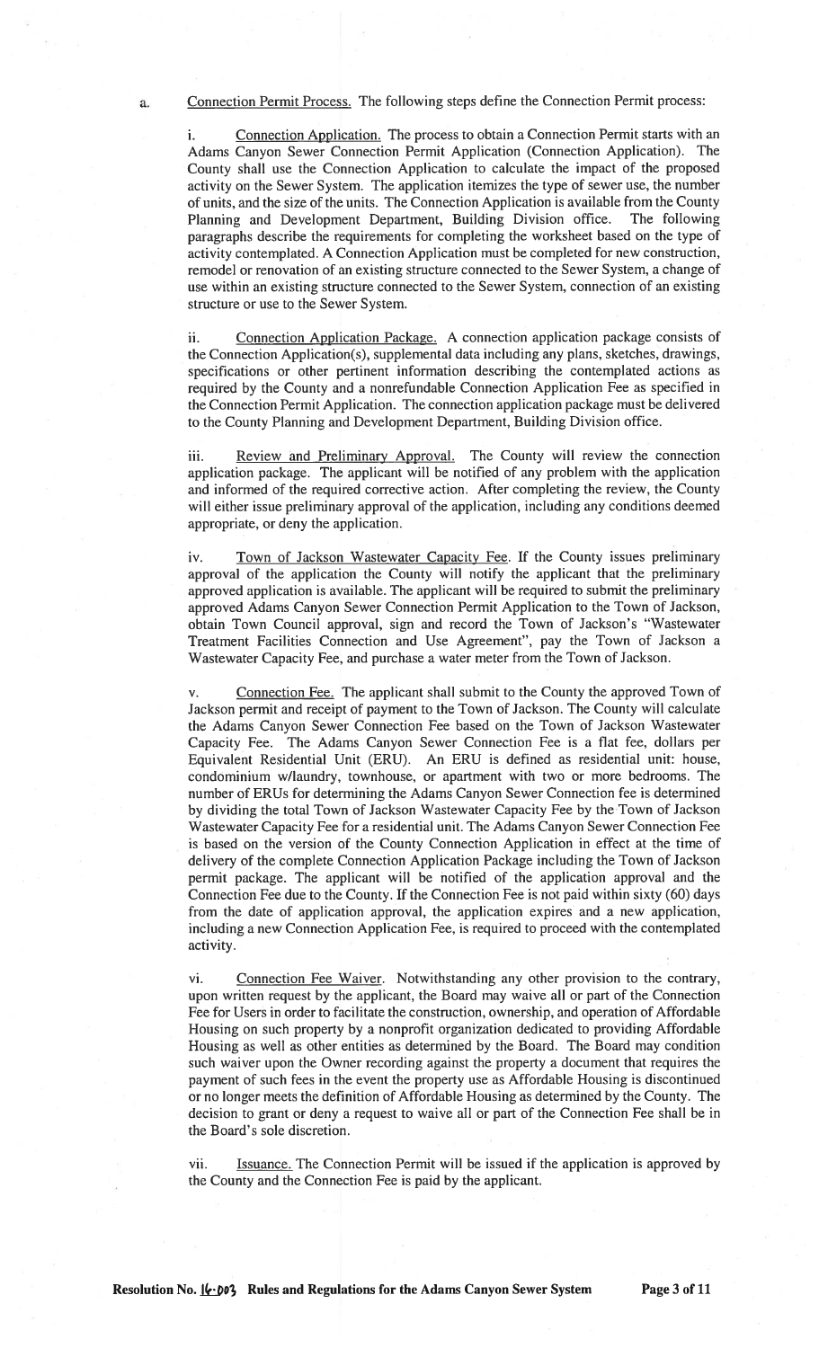a. <u>Connection Permit Process.</u> The following steps define the Connection Permit process:

i. <u>Connection Application.</u> The process to obtain a Connection Permit starts with an Adams Canyon Sewer Connection Permit Application (Connection Application). The County shall use the Connection Application to calculate the impact of the proposed activity on the Sewer System. The application itemizes the type of sewer use, the number of units, and the size of the units. The Connection Application is available from the County Planning and Development Department, Building Division office. The following paragraphs describe the requirements for completing the worksheet based on the type of activity contemplated. A Connection Application must be completed for new construction, remodel or renovation of an existing structure connected to the Sewer System, a change of use within an existing structure connected to the Sewer System, connection of an existing structure or use to the Sewer System.

ii. <u>Connection Application Package.</u> A connection application package consists of the Connection Application(s), supplemental data including any plans, sketches, drawings, specifications or other pertinent information describing the contemplated actions as required by the County and a nonrefundable Connection Application Fee as specified in the Connection Permit Application. The connection application package must be delivered to the County Planning and Development Department, Building Division office.

iii. <u>Review and Preliminary Approval.</u> The County will review the connection application package. The applicant will be notified of any problem with the application and informed of the required corrective action. After completing the review, the County will either issue preliminary approval of the application, including any conditions deemed appropriate, or deny the application.

iv. <u>Town of Jackson Wastewater Capacity Fee.</u> If the County issues preliminary approval of the application the County will notify the applicant that the preliminary approved application is available. The applicant will be required to submit the preliminary approved Adams Canyon Sewer Connection Permit Application to the Town of Jackson, obtain Town Council approval, sign and record the Town of Jackson's "Wastewater Treatment Facilities Connection and Use Agreement", pay the Town of Jackson a Wastewater Capacity Fee, and purchase a water meter from the Town of Jackson.

v. <u>Connection Fee.</u> The applicant shall submit to the County the approved Town of Jackson permit and receipt of payment to the Town of Jackson. The County will calculate the Adams Canyon Sewer Connection Fee based on the Town of Jackson Wastewater Capacity Fee. The Adams Canyon Sewer Connection Fee is a flat fee, dollars per Equivalent Residential Unit (ERU). An ERU is defined as residential unit: house, condominium w/laundry, townhouse, or apartment with two or more bedrooms. The number of ERUs for determining the Adams Canyon Sewer Connection fee is determined by dividing the total Town of Jackson Wastewater Capacity Fee by the Town of Jackson Wastewater Capacity Fee for a residential unit. The Adams Canyon Sewer Connection Fee is based on the version of the County Connection Application in effect at the time of delivery of the complete Connection Application Package including the Town of Jackson permit package. The applicant will be notified of the application approval and the Connection Fee due to the County. If the Connection Fee is not paid within sixty (60) days from the date of application approval, the application expires and a new application, including a new Connection Application Fee, is required to proceed with the contemplated activity.

vi. <u>Connection Fee Waiver.</u> Notwithstanding any other provision to the contrary, upon written request by the applicant, the Board may waive all or part of the Connection Fee for Users in order to facilitate the construction, ownership, and operation of Affordable Housing on such property by a nonprofit organization dedicated to providing Affordable Housing as well as other entities as determined by the Board. The Board may condition such waiver upon the Owner recording against the property a document that requires the payment of such fees in the event the property use as Affordable Housing is discontinued or no longer meets the definition of Affordable Housing as determined by the County. The decision to grant or deny a request to waive all or part of the Connection Fee shall be in the Board's sole discretion.

vii. <u>Issuance.</u> The Connection Permit will be issued if the application is approved by the County and the Connection Fee is paid by the applicant.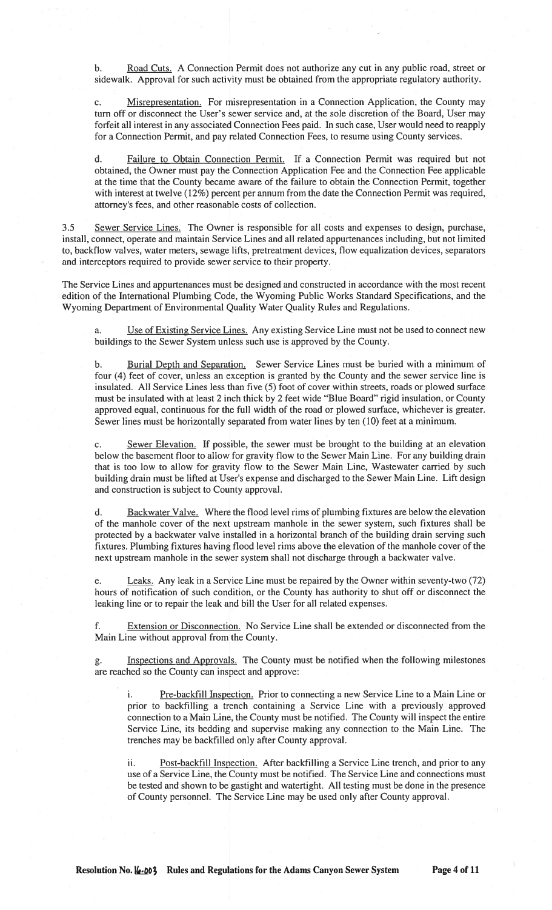b. Road Cuts. A Connection Permit does not authorize any cut in any public road, street or sidewalk. Approval for such activity must be obtained from the appropriate regulatory authority.

c. Misrepresentation. For misrepresentation in a Connection Application, the County may turn off or disconnect the User's sewer service and, at the sole discretion of the Board, User may forfeit all interest in any associated Connection Fees paid. In such case, User would need to reapply for a Connection Permit, and pay related Connection Fees, to resume using County services.

d. Failure to Obtain Connection Permit. If a Connection Permit was required but not obtained, the Owner must pay the Connection Application Fee and the Connection Fee applicable at the time that the County became aware of the failure to obtain the Connection Permit, together with interest at twelve (12%) percent per annum from the date the Connection Permit was required, attorney's fees, and other reasonable costs of collection.

3.5 Sewer Service Lines. The Owner is responsible for all costs and expenses to design, purchase, install, connect, operate and maintain Service Lines and all related appurtenances including, but not limited to, backflow valves, water meters, sewage lifts, pretreatment devices, flow equalization devices, separators and interceptors required to provide sewer service to their property.

The Service Lines and appurtenances must be designed and constructed in accordance with the most recent edition of the International Plumbing Code, the Wyoming Public Works Standard Specifications, and the Wyoming Department of Environmental Quality Water Quality Rules and Regulations.

a. Use of Existing Service Lines. Any existing Service Line must not be used to connect new buildings to the Sewer System unless such use is approved by the County.

b. Burial Depth and Separation. Sewer Service Lines must be buried with a minimum of four (4) feet of cover, unless an exception is granted by the County and the sewer service line is insulated. All Service Lines less than five (5) foot of cover within streets, roads or plowed surface must be insulated with at least 2 inch thick by 2 feet wide "Blue Board" rigid insulation, or County approved equal, continuous for the full width of the road or plowed surface, whichever is greater. Sewer lines must be horizontally separated from water lines by ten (10) feet at a minimum.

c. Sewer Elevation. If possible, the sewer must be brought to the building at an elevation below the basement floor to allow for gravity flow to the Sewer Main Line. For any building drain that is too low to allow for gravity flow to the Sewer Main Line, Wastewater carried by such building drain must be lifted at User's expense and discharged to the Sewer Main Line. Lift design and construction is subject to County approval.

d. Backwater Valve. Where the flood level rims of plumbing fixtures are below the elevation of the manhole cover of the next upstream manhole in the sewer system, such fixtures shall be protected by a backwater valve installed in a horizontal branch of the building drain serving such fixtures. Plumbing fixtures having flood level rims above the elevation of the manhole cover of the next upstream manhole in the sewer system shall not discharge through a backwater valve.

e. Leaks. Any leak in a Service Line must be repaired by the Owner within seventy-two (72) hours of notification of such condition, or the County has authority to shut off or disconnect the leaking line or to repair the leak and bill the User for all related expenses.

f. Extension or Disconnection. No Service Line shall be extended or disconnected from the Main Line without approval from the County.

g. Inspections and Approvals. The County must be notified when the following milestones are reached so the County can inspect and approve:

i. Pre-backfill Inspection. Prior to connecting a new Service Line to a Main Line or prior to backfilling a trench containing a Service Line with a previously approved connection to a Main Line, the County must be notified. The County will inspect the entire Service Line, its bedding and supervise making any connection to the Main Line. The trenches may be backfilled only after County approval.

ii. Post-backfill Inspection. After backfilling a Service Line trench, and prior to any use of a Service Line, the County must be notified. The Service Line and connections must be tested and shown to be gastight and watertight. All testing must be done in the presence of County personnel. The Service Line may be used only after County approval.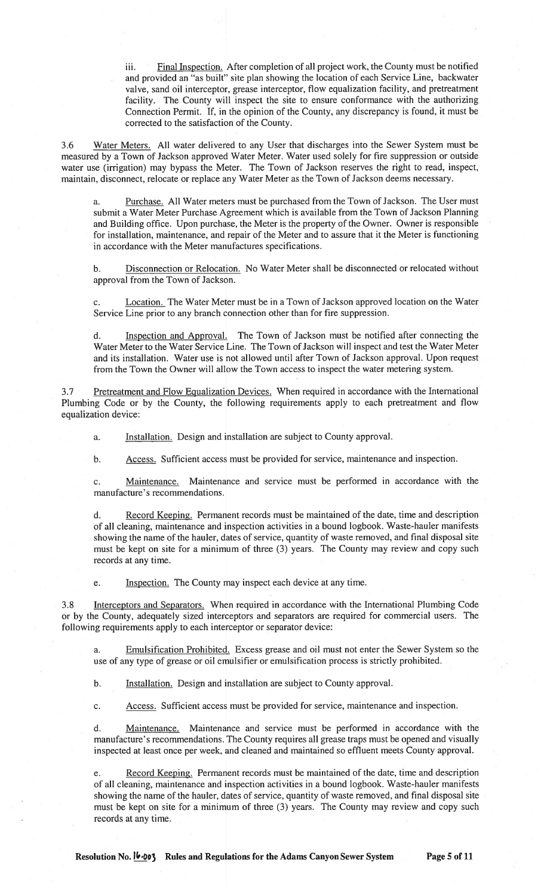iii. Final Inspection. After completion of all project work, the County must be notified and provided an "as built" site plan showing the location of each Service Line, backwater valve, sand oil interceptor, grease interceptor, flow equalization facility, and pretreatment facility. The County will inspect the site to ensure conformance with the authorizing Connection Permit. If, in the opinion of the County, any discrepancy is found, it must be corrected to the satisfaction of the County.

3.6 Water Meters. All water delivered to any User that discharges into the Sewer System must be measured by a Town of Jackson approved Water Meter. Water used solely for fire suppression or outside water use (irrigation) may bypass the Meter. The Town of Jackson reserves the right to read, inspect, maintain, disconnect, relocate or replace any Water Meter as the Town of Jackson deems necessary.

a. Purchase. All Water meters must be purchased from the Town of Jackson. The User must submit a Water Meter Purchase Agreement which is available from the Town of Jackson Planning and Building office. Upon purchase, the Meter is the property of the Owner. Owner is responsible for installation, maintenance, and repair of the Meter and to assure that it the Meter is functioning in accordance with the Meter manufactures specifications.

b. Disconnection or Relocation. No Water Meter shall be disconnected or relocated without approval from the Town of Jackson.

c. Location. The Water Meter must be in a Town of Jackson approved location on the Water Service Line prior to any branch connection other than for fire suppression.

d. Inspection and Approval. The Town of Jackson must be notified after connecting the Water Meter to the Water Service Line. The Town of Jackson will inspect and test the Water Meter and its installation. Water use is not allowed until after Town of Jackson approval. Upon request from the Town the Owner will allow the Town access to inspect the water metering system.

3.7 Pretreatment and Flow Equalization Devices. When required in accordance with the International Plumbing Code or by the County, the following requirements apply to each pretreatment and flow equalization device:

a. Installation. Design and installation are subject to County approval.

b. Access. Sufficient access must be provided for service, maintenance and inspection.

c. Maintenance. Maintenance and service must be performed in accordance with the manufacture's recommendations.

d. Record Keeping. Permanent records must be maintained of the date, time and description of all cleaning, maintenance and inspection activities in a bound logbook. Waste-hauler manifests showing the name of the hauler, dates of service, quantity of waste removed, and final disposal site must be kept on site for a minimum of three (3) years. The County may review and copy such records at any time.

e. Inspection. The County may inspect each device at any time.

3.8 Interceptors and Separators. When required in accordance with the International Plumbing Code or by the County, adequately sized interceptors and separators are required for commercial users. The following requirements apply to each interceptor or separator device:

a. Emulsification Prohibited. Excess grease and oil must not enter the Sewer System so the use of any type of grease or oil emulsifier or emulsification process is strictly prohibited.

b. Installation. Design and installation are subject to County approval.

c. Access. Sufficient access must be provided for service, maintenance and inspection.

d. Maintenance. Maintenance and service must be performed in accordance with the manufacture's recommendations. The County requires all grease traps must be opened and visually inspected at least once per week, and cleaned and maintained so effluent meets County approval.

e. Record Keeping. Permanent records must be maintained of the date, time and description of all cleaning, maintenance and inspection activities in a bound logbook. Waste-hauler manifests showing the name of the hauler, dates of service, quantity of waste removed, and final disposal site must be kept on site for a minimum of three (3) years. The County may review and copy such records at any time.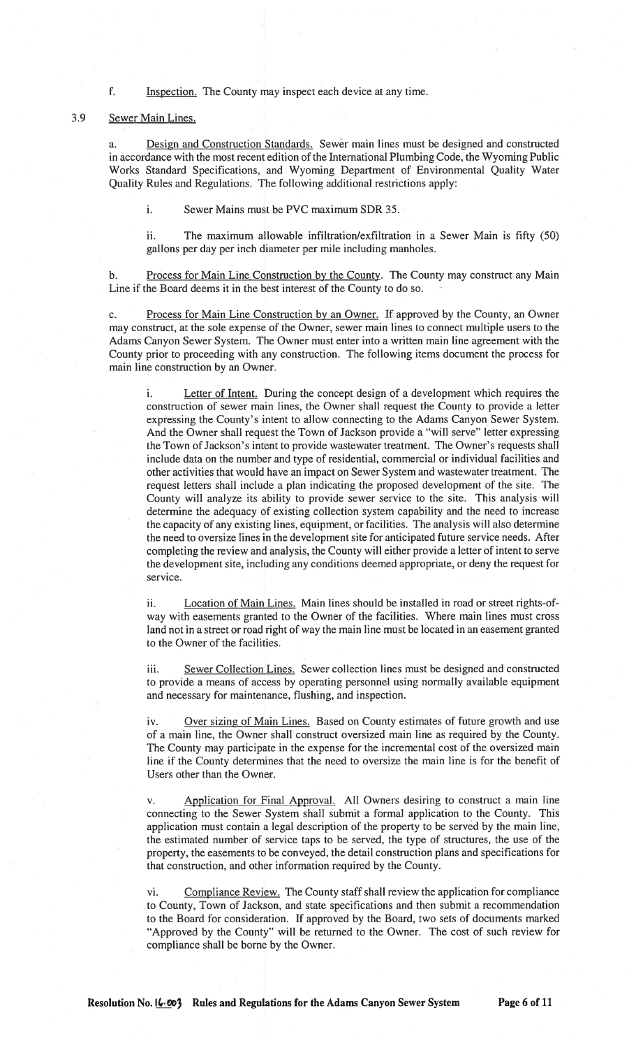f. Inspection. The County may inspect each device at any time.

3.9 Sewer Main Lines.

a. Design and Construction Standards. Sewer main lines must be designed and constructed in accordance with the most recent edition of the International Plumbing Code, the Wyoming Public Works Standard Specifications, and Wyoming Department of Environmental Quality Water Quality Rules and Regulations. The following additional restrictions apply:

i. Sewer Mains must be PVC maximum SDR 35.

ii. The maximum allowable infiltration/exfiltration in a Sewer Main is fifty (50) gallons per day per inch diameter per mile including manholes.

b. Process for Main Line Construction by the County. The County may construct any Main Line if the Board deems it in the best interest of the County to do so.

c. Process for Main Line Construction by an Owner. If approved by the County, an Owner may construct, at the sole expense of the Owner, sewer main lines to connect multiple users to the Adams Canyon Sewer System. The Owner must enter into a written main line agreement with the County prior to proceeding with any construction. The following items document the process for main line construction by an Owner.

i. Letter of Intent. During the concept design of a development which requires the construction of sewer main lines, the Owner shall request the County to provide a letter expressing the County's intent to allow connecting to the Adams Canyon Sewer System. And the Owner shall request the Town of Jackson provide a "will serve" letter expressing the Town of Jackson's intent to provide wastewater treatment. The Owner's requests shall include data on the number and type of residential, commercial or individual facilities and other activities that would have an impact on Sewer System and wastewater treatment. The request letters shall include a plan indicating the proposed development of the site. The County will analyze its ability to provide sewer service to the site. This analysis will determine the adequacy of existing collection system capability and the need to increase the capacity of any existing lines, equipment, or facilities. The analysis will also determine the need to oversize lines in the development site for anticipated future service needs. After completing the review and analysis, the County will either provide a letter of intent to serve the development site, including any conditions deemed appropriate, or deny the request for service.

ii. Location of Main Lines. Main lines should be installed in road or street rights-of-way with easements granted to the Owner of the facilities. Where main lines must cross land not in a street or road right of way the main line must be located in an easement granted to the Owner of the facilities.

iii. Sewer Collection Lines. Sewer collection lines must be designed and constructed to provide a means of access by operating personnel using normally available equipment and necessary for maintenance, flushing, and inspection.

iv. Over sizing of Main Lines. Based on County estimates of future growth and use of a main line, the Owner shall construct oversized main line as required by the County. The County may participate in the expense for the incremental cost of the oversized main line if the County determines that the need to oversize the main line is for the benefit of Users other than the Owner.

v. Application for Final Approval. All Owners desiring to construct a main line connecting to the Sewer System shall submit a formal application to the County. This application must contain a legal description of the property to be served by the main line, the estimated number of service taps to be served, the type of structures, the use of the property, the easements to be conveyed, the detail construction plans and specifications for that construction, and other information required by the County.

vi. Compliance Review. The County staff shall review the application for compliance to County, Town of Jackson, and state specifications and then submit a recommendation to the Board for consideration. If approved by the Board, two sets of documents marked "Approved by the County" will be returned to the Owner. The cost of such review for compliance shall be borne by the Owner.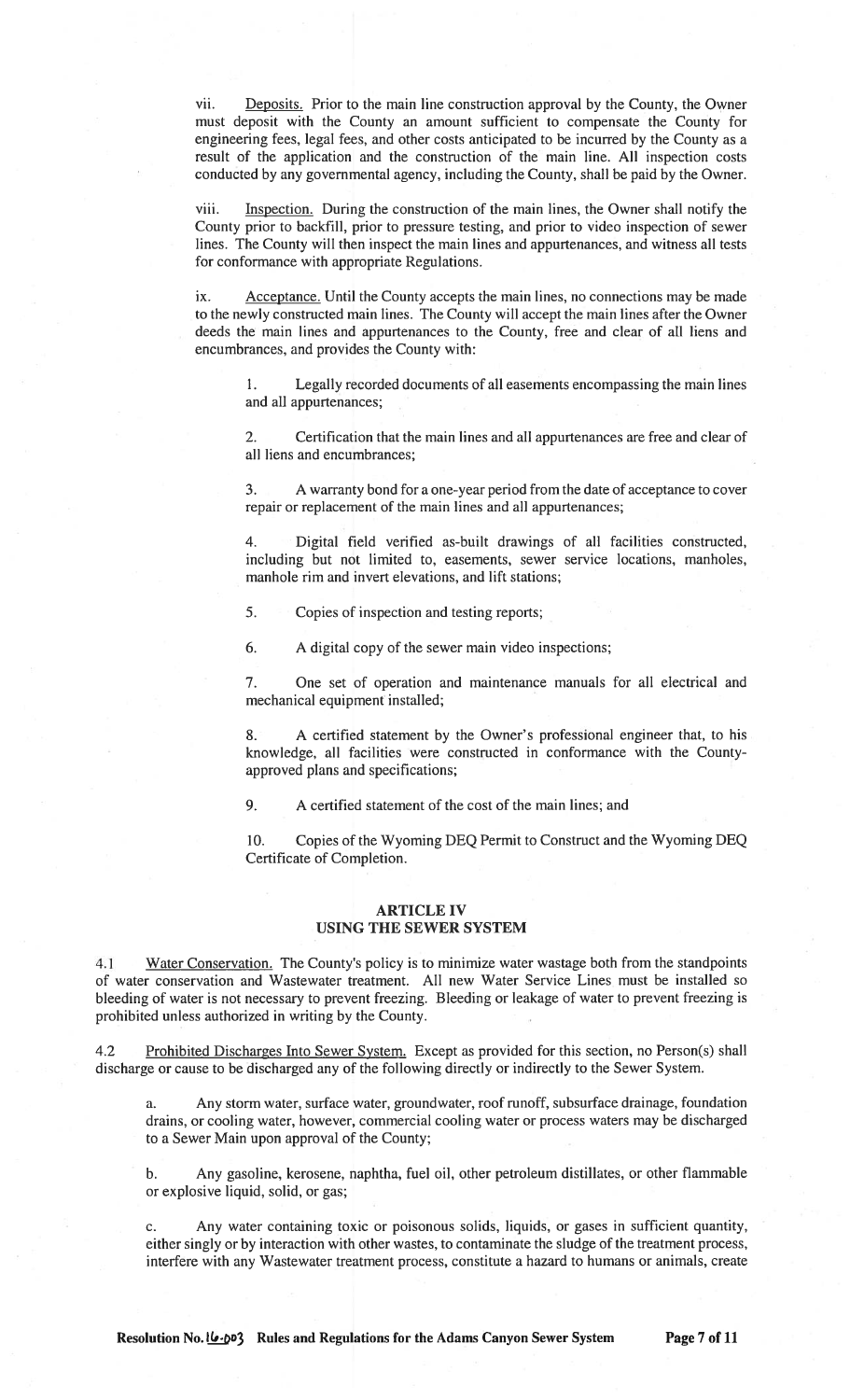vii. Deposits. Prior to the main line construction approval by the County, the Owner must deposit with the County an amount sufficient to compensate the County for engineering fees, legal fees, and other costs anticipated to be incurred by the County as a result of the application and the construction of the main line. All inspection costs conducted by any governmental agency, including the County, shall be paid by the Owner.

viii. Inspection. During the construction of the main lines, the Owner shall notify the County prior to backfill, prior to pressure testing, and prior to video inspection of sewer lines. The County will then inspect the main lines and appurtenances, and witness all tests for conformance with appropriate Regulations.

ix. Acceptance. Until the County accepts the main lines, no connections may be made to the newly constructed main lines. The County will accept the main lines after the Owner deeds the main lines and appurtenances to the County, free and clear of all liens and encumbrances, and provides the County with:

1. Legally recorded documents of all easements encompassing the main lines and all appurtenances;

2. Certification that the main lines and all appurtenances are free and clear of all liens and encumbrances;

3. A warranty bond for a one-year period from the date of acceptance to cover repair or replacement of the main lines and all appurtenances;

4. Digital field verified as-built drawings of all facilities constructed, including but not limited to, easements, sewer service locations, manholes, manhole rim and invert elevations, and lift stations;

5. Copies of inspection and testing reports;

6. A digital copy of the sewer main video inspections;

7. One set of operation and maintenance manuals for all electrical and mechanical equipment installed;

8. A certified statement by the Owner's professional engineer that, to his knowledge, all facilities were constructed in conformance with the County-approved plans and specifications;

9. A certified statement of the cost of the main lines; and

10. Copies of the Wyoming DEQ Permit to Construct and the Wyoming DEQ Certificate of Completion.

## ARTICLE IV
## USING THE SEWER SYSTEM

4.1 Water Conservation. The County's policy is to minimize water wastage both from the standpoints of water conservation and Wastewater treatment. All new Water Service Lines must be installed so bleeding of water is not necessary to prevent freezing. Bleeding or leakage of water to prevent freezing is prohibited unless authorized in writing by the County.

4.2 Prohibited Discharges Into Sewer System. Except as provided for this section, no Person(s) shall discharge or cause to be discharged any of the following directly or indirectly to the Sewer System.

a. Any storm water, surface water, groundwater, roof runoff, subsurface drainage, foundation drains, or cooling water, however, commercial cooling water or process waters may be discharged to a Sewer Main upon approval of the County;

b. Any gasoline, kerosene, naphtha, fuel oil, other petroleum distillates, or other flammable or explosive liquid, solid, or gas;

c. Any water containing toxic or poisonous solids, liquids, or gases in sufficient quantity, either singly or by interaction with other wastes, to contaminate the sludge of the treatment process, interfere with any Wastewater treatment process, constitute a hazard to humans or animals, create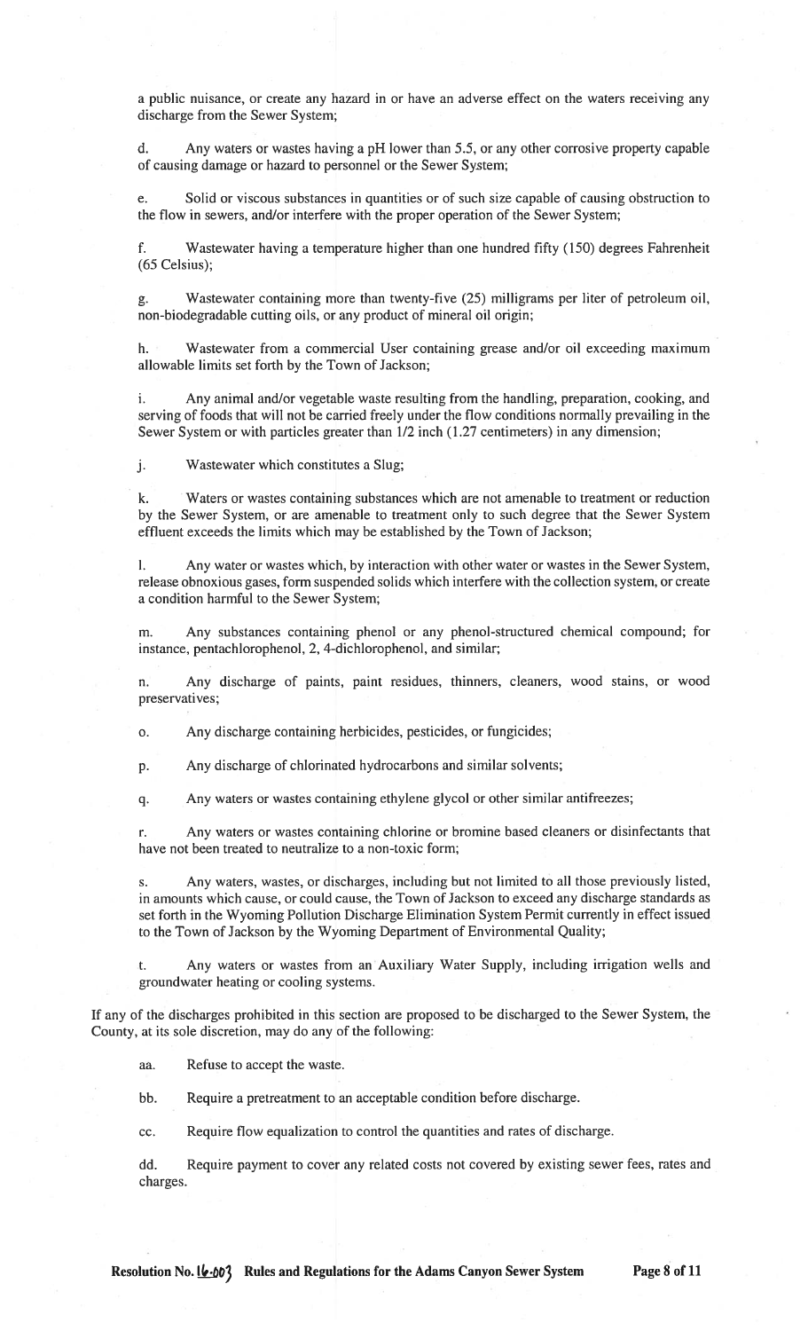a public nuisance, or create any hazard in or have an adverse effect on the waters receiving any discharge from the Sewer System;

d. Any waters or wastes having a pH lower than 5.5, or any other corrosive property capable of causing damage or hazard to personnel or the Sewer System;

e. Solid or viscous substances in quantities or of such size capable of causing obstruction to the flow in sewers, and/or interfere with the proper operation of the Sewer System;

f. Wastewater having a temperature higher than one hundred fifty (150) degrees Fahrenheit (65 Celsius);

g. Wastewater containing more than twenty-five (25) milligrams per liter of petroleum oil, non-biodegradable cutting oils, or any product of mineral oil origin;

h. Wastewater from a commercial User containing grease and/or oil exceeding maximum allowable limits set forth by the Town of Jackson;

i. Any animal and/or vegetable waste resulting from the handling, preparation, cooking, and serving of foods that will not be carried freely under the flow conditions normally prevailing in the Sewer System or with particles greater than 1/2 inch (1.27 centimeters) in any dimension;

j. Wastewater which constitutes a Slug;

k. Waters or wastes containing substances which are not amenable to treatment or reduction by the Sewer System, or are amenable to treatment only to such degree that the Sewer System effluent exceeds the limits which may be established by the Town of Jackson;

l. Any water or wastes which, by interaction with other water or wastes in the Sewer System, release obnoxious gases, form suspended solids which interfere with the collection system, or create a condition harmful to the Sewer System;

m. Any substances containing phenol or any phenol-structured chemical compound; for instance, pentachlorophenol, 2, 4-dichlorophenol, and similar;

n. Any discharge of paints, paint residues, thinners, cleaners, wood stains, or wood preservatives;

o. Any discharge containing herbicides, pesticides, or fungicides;

p. Any discharge of chlorinated hydrocarbons and similar solvents;

q. Any waters or wastes containing ethylene glycol or other similar antifreezes;

r. Any waters or wastes containing chlorine or bromine based cleaners or disinfectants that have not been treated to neutralize to a non-toxic form;

s. Any waters, wastes, or discharges, including but not limited to all those previously listed, in amounts which cause, or could cause, the Town of Jackson to exceed any discharge standards as set forth in the Wyoming Pollution Discharge Elimination System Permit currently in effect issued to the Town of Jackson by the Wyoming Department of Environmental Quality;

t. Any waters or wastes from an Auxiliary Water Supply, including irrigation wells and groundwater heating or cooling systems.

If any of the discharges prohibited in this section are proposed to be discharged to the Sewer System, the County, at its sole discretion, may do any of the following:

aa. Refuse to accept the waste.

bb. Require a pretreatment to an acceptable condition before discharge.

cc. Require flow equalization to control the quantities and rates of discharge.

dd. Require payment to cover any related costs not covered by existing sewer fees, rates and charges.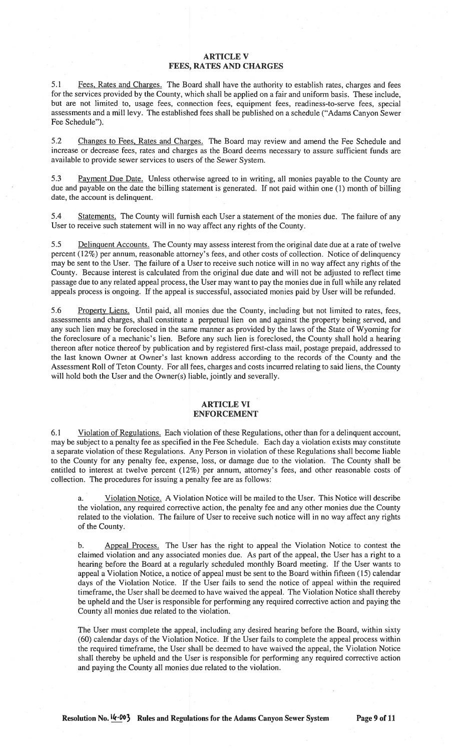## ARTICLE V
## FEES, RATES AND CHARGES

5.1 Fees, Rates and Charges. The Board shall have the authority to establish rates, charges and fees for the services provided by the County, which shall be applied on a fair and uniform basis. These include, but are not limited to, usage fees, connection fees, equipment fees, readiness-to-serve fees, special assessments and a mill levy. The established fees shall be published on a schedule ("Adams Canyon Sewer Fee Schedule").

5.2 Changes to Fees, Rates and Charges. The Board may review and amend the Fee Schedule and increase or decrease fees, rates and charges as the Board deems necessary to assure sufficient funds are available to provide sewer services to users of the Sewer System.

5.3 Payment Due Date. Unless otherwise agreed to in writing, all monies payable to the County are due and payable on the date the billing statement is generated. If not paid within one (1) month of billing date, the account is delinquent.

5.4 Statements. The County will furnish each User a statement of the monies due. The failure of any User to receive such statement will in no way affect any rights of the County.

5.5 Delinquent Accounts. The County may assess interest from the original date due at a rate of twelve percent (12%) per annum, reasonable attorney's fees, and other costs of collection. Notice of delinquency may be sent to the User. The failure of a User to receive such notice will in no way affect any rights of the County. Because interest is calculated from the original due date and will not be adjusted to reflect time passage due to any related appeal process, the User may want to pay the monies due in full while any related appeals process is ongoing. If the appeal is successful, associated monies paid by User will be refunded.

5.6 Property Liens. Until paid, all monies due the County, including but not limited to rates, fees, assessments and charges, shall constitute a perpetual lien on and against the property being served, and any such lien may be foreclosed in the same manner as provided by the laws of the State of Wyoming for the foreclosure of a mechanic's lien. Before any such lien is foreclosed, the County shall hold a hearing thereon after notice thereof by publication and by registered first-class mail, postage prepaid, addressed to the last known Owner at Owner's last known address according to the records of the County and the Assessment Roll of Teton County. For all fees, charges and costs incurred relating to said liens, the County will hold both the User and the Owner(s) liable, jointly and severally.

## ARTICLE VI
## ENFORCEMENT

6.1 Violation of Regulations. Each violation of these Regulations, other than for a delinquent account, may be subject to a penalty fee as specified in the Fee Schedule. Each day a violation exists may constitute a separate violation of these Regulations. Any Person in violation of these Regulations shall become liable to the County for any penalty fee, expense, loss, or damage due to the violation. The County shall be entitled to interest at twelve percent (12%) per annum, attorney's fees, and other reasonable costs of collection. The procedures for issuing a penalty fee are as follows:

a. Violation Notice. A Violation Notice will be mailed to the User. This Notice will describe the violation, any required corrective action, the penalty fee and any other monies due the County related to the violation. The failure of User to receive such notice will in no way affect any rights of the County.

b. Appeal Process. The User has the right to appeal the Violation Notice to contest the claimed violation and any associated monies due. As part of the appeal, the User has a right to a hearing before the Board at a regularly scheduled monthly Board meeting. If the User wants to appeal a Violation Notice, a notice of appeal must be sent to the Board within fifteen (15) calendar days of the Violation Notice. If the User fails to send the notice of appeal within the required timeframe, the User shall be deemed to have waived the appeal. The Violation Notice shall thereby be upheld and the User is responsible for performing any required corrective action and paying the County all monies due related to the violation.

The User must complete the appeal, including any desired hearing before the Board, within sixty (60) calendar days of the Violation Notice. If the User fails to complete the appeal process within the required timeframe, the User shall be deemed to have waived the appeal, the Violation Notice shall thereby be upheld and the User is responsible for performing any required corrective action and paying the County all monies due related to the violation.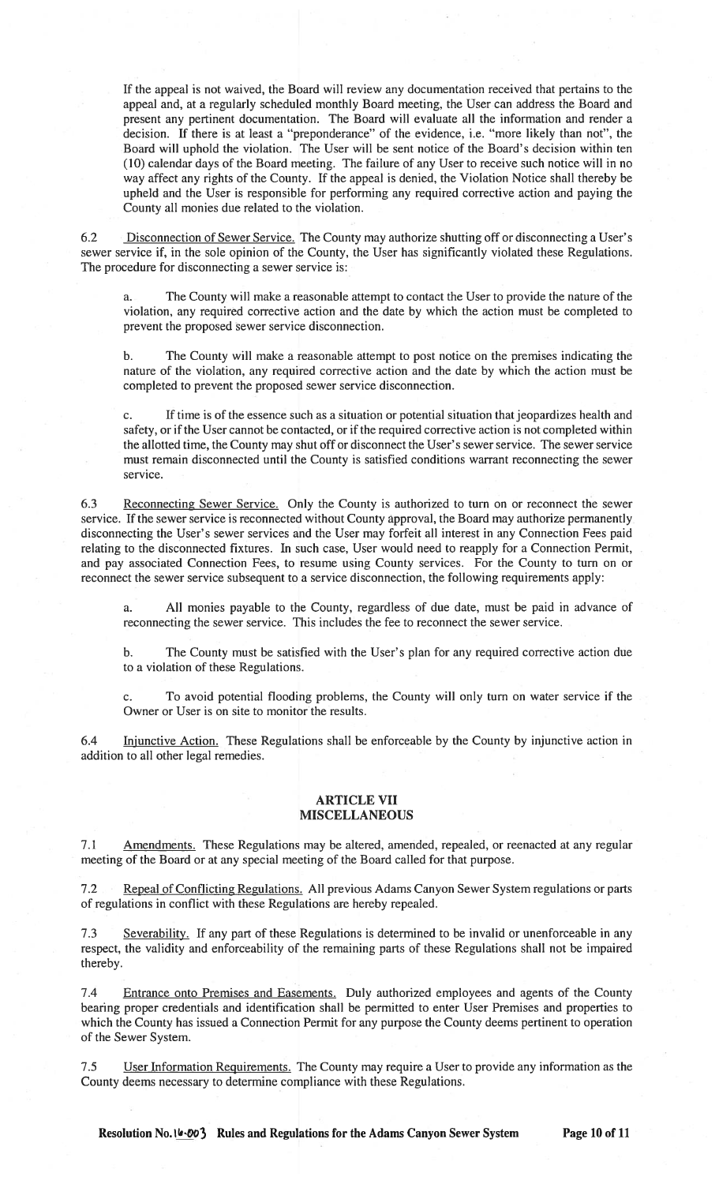If the appeal is not waived, the Board will review any documentation received that pertains to the appeal and, at a regularly scheduled monthly Board meeting, the User can address the Board and present any pertinent documentation. The Board will evaluate all the information and render a decision. If there is at least a "preponderance" of the evidence, i.e. "more likely than not", the Board will uphold the violation. The User will be sent notice of the Board's decision within ten (10) calendar days of the Board meeting. The failure of any User to receive such notice will in no way affect any rights of the County. If the appeal is denied, the Violation Notice shall thereby be upheld and the User is responsible for performing any required corrective action and paying the County all monies due related to the violation.

6.2 Disconnection of Sewer Service. The County may authorize shutting off or disconnecting a User's sewer service if, in the sole opinion of the County, the User has significantly violated these Regulations. The procedure for disconnecting a sewer service is:

a. The County will make a reasonable attempt to contact the User to provide the nature of the violation, any required corrective action and the date by which the action must be completed to prevent the proposed sewer service disconnection.

b. The County will make a reasonable attempt to post notice on the premises indicating the nature of the violation, any required corrective action and the date by which the action must be completed to prevent the proposed sewer service disconnection.

c. If time is of the essence such as a situation or potential situation that jeopardizes health and safety, or if the User cannot be contacted, or if the required corrective action is not completed within the allotted time, the County may shut off or disconnect the User's sewer service. The sewer service must remain disconnected until the County is satisfied conditions warrant reconnecting the sewer service.

6.3 Reconnecting Sewer Service. Only the County is authorized to turn on or reconnect the sewer service. If the sewer service is reconnected without County approval, the Board may authorize permanently disconnecting the User's sewer services and the User may forfeit all interest in any Connection Fees paid relating to the disconnected fixtures. In such case, User would need to reapply for a Connection Permit, and pay associated Connection Fees, to resume using County services. For the County to turn on or reconnect the sewer service subsequent to a service disconnection, the following requirements apply:

a. All monies payable to the County, regardless of due date, must be paid in advance of reconnecting the sewer service. This includes the fee to reconnect the sewer service.

b. The County must be satisfied with the User's plan for any required corrective action due to a violation of these Regulations.

c. To avoid potential flooding problems, the County will only turn on water service if the Owner or User is on site to monitor the results.

6.4 Injunctive Action. These Regulations shall be enforceable by the County by injunctive action in addition to all other legal remedies.

## ARTICLE VII
## MISCELLANEOUS

7.1 Amendments. These Regulations may be altered, amended, repealed, or reenacted at any regular meeting of the Board or at any special meeting of the Board called for that purpose.

7.2 Repeal of Conflicting Regulations. All previous Adams Canyon Sewer System regulations or parts of regulations in conflict with these Regulations are hereby repealed.

7.3 Severability. If any part of these Regulations is determined to be invalid or unenforceable in any respect, the validity and enforceability of the remaining parts of these Regulations shall not be impaired thereby.

7.4 Entrance onto Premises and Easements. Duly authorized employees and agents of the County bearing proper credentials and identification shall be permitted to enter User Premises and properties to which the County has issued a Connection Permit for any purpose the County deems pertinent to operation of the Sewer System.

7.5 User Information Requirements. The County may require a User to provide any information as the County deems necessary to determine compliance with these Regulations.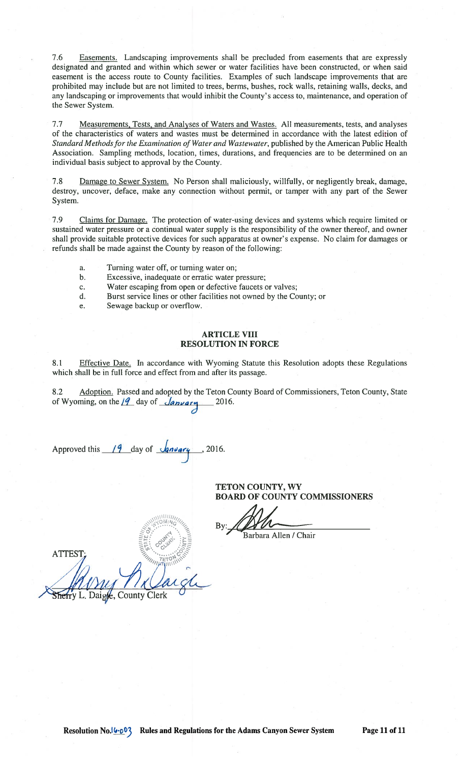7.6 Easements. Landscaping improvements shall be precluded from easements that are expressly designated and granted and within which sewer or water facilities have been constructed, or when said easement is the access route to County facilities. Examples of such landscape improvements that are prohibited may include but are not limited to trees, berms, bushes, rock walls, retaining walls, decks, and any landscaping or improvements that would inhibit the County's access to, maintenance, and operation of the Sewer System.

7.7 Measurements, Tests, and Analyses of Waters and Wastes. All measurements, tests, and analyses of the characteristics of waters and wastes must be determined in accordance with the latest edition of *Standard Methods for the Examination of Water and Wastewater*, published by the American Public Health Association. Sampling methods, location, times, durations, and frequencies are to be determined on an individual basis subject to approval by the County.

7.8 Damage to Sewer System. No Person shall maliciously, willfully, or negligently break, damage, destroy, uncover, deface, make any connection without permit, or tamper with any part of the Sewer System.

7.9 Claims for Damage. The protection of water-using devices and systems which require limited or sustained water pressure or a continual water supply is the responsibility of the owner thereof, and owner shall provide suitable protective devices for such apparatus at owner's expense. No claim for damages or refunds shall be made against the County by reason of the following:

a. Turning water off, or turning water on;
b. Excessive, inadequate or erratic water pressure;
c. Water escaping from open or defective faucets or valves;
d. Burst service lines or other facilities not owned by the County; or
e. Sewage backup or overflow.

## ARTICLE VIII
## RESOLUTION IN FORCE

8.1 Effective Date. In accordance with Wyoming Statute this Resolution adopts these Regulations which shall be in full force and effect from and after its passage.

8.2 Adoption. Passed and adopted by the Teton County Board of Commissioners, Teton County, State of Wyoming, on the 19 day of January 2016.

Approved this 19 day of January, 2016.

**TETON COUNTY, WY**
**BOARD OF COUNTY COMMISSIONERS**

By: ______________________
Barbara Allen / Chair

ATTEST:

______________________
Sherry L. Daigle, County Clerk